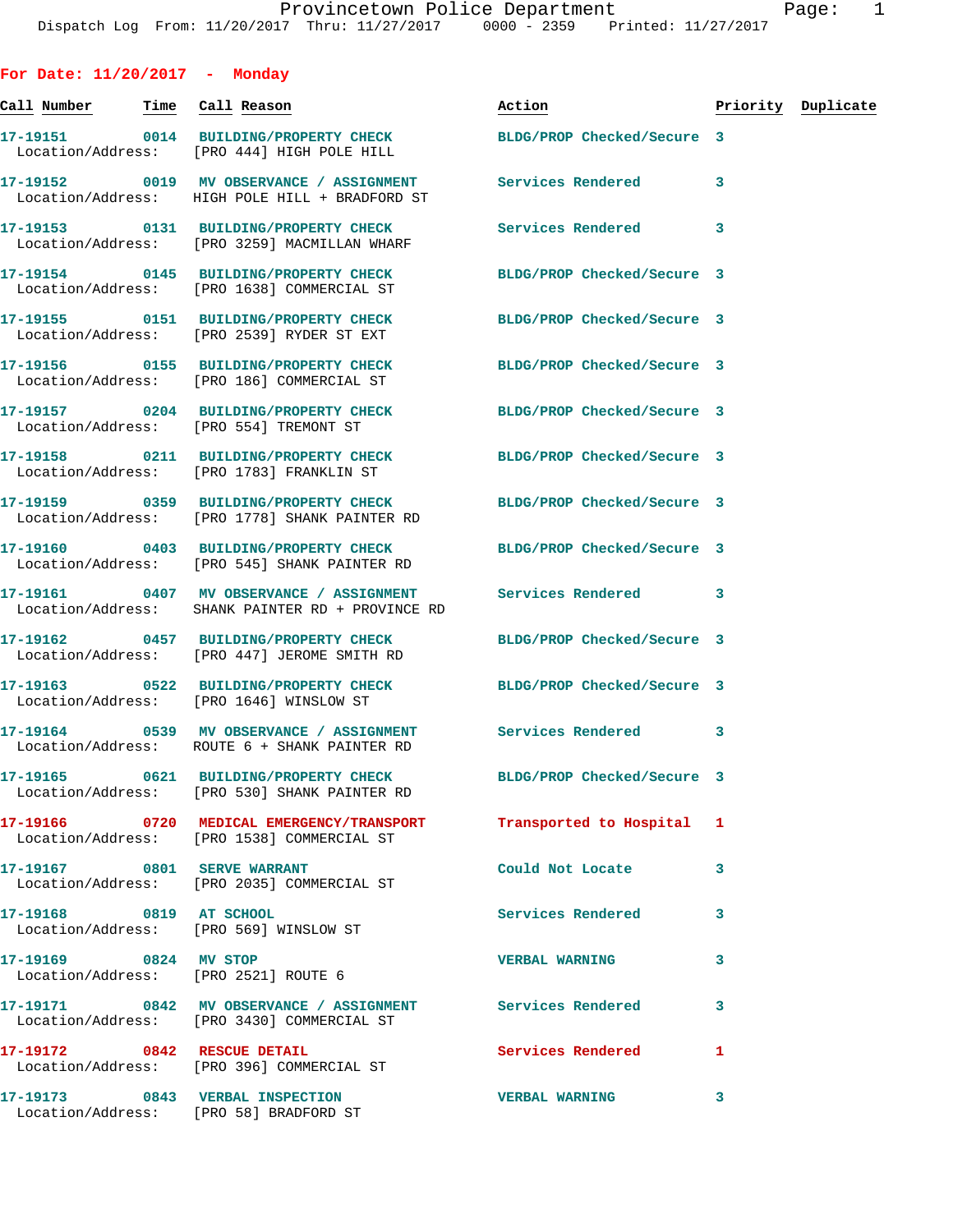Provincetown Police Department
Dispatch Log From: 11/20/2017 Thru: 11/27/2017 0000 - 2359 Printed: 11/27/2017

## For Date: 11/20/2017 - Monday

| Call Number | Time | Call Reason | Action | Priority | Duplicate |
|---|---|---|---|---|---|
| 17-19151 | 0014 | BUILDING/PROPERTY CHECK<br>Location/Address: [PRO 444] HIGH POLE HILL | BLDG/PROP Checked/Secure | 3 | |
| 17-19152 | 0019 | MV OBSERVANCE / ASSIGNMENT<br>Location/Address: HIGH POLE HILL + BRADFORD ST | Services Rendered | 3 | |
| 17-19153 | 0131 | BUILDING/PROPERTY CHECK<br>Location/Address: [PRO 3259] MACMILLAN WHARF | Services Rendered | 3 | |
| 17-19154 | 0145 | BUILDING/PROPERTY CHECK<br>Location/Address: [PRO 1638] COMMERCIAL ST | BLDG/PROP Checked/Secure | 3 | |
| 17-19155 | 0151 | BUILDING/PROPERTY CHECK<br>Location/Address: [PRO 2539] RYDER ST EXT | BLDG/PROP Checked/Secure | 3 | |
| 17-19156 | 0155 | BUILDING/PROPERTY CHECK<br>Location/Address: [PRO 186] COMMERCIAL ST | BLDG/PROP Checked/Secure | 3 | |
| 17-19157 | 0204 | BUILDING/PROPERTY CHECK<br>Location/Address: [PRO 554] TREMONT ST | BLDG/PROP Checked/Secure | 3 | |
| 17-19158 | 0211 | BUILDING/PROPERTY CHECK<br>Location/Address: [PRO 1783] FRANKLIN ST | BLDG/PROP Checked/Secure | 3 | |
| 17-19159 | 0359 | BUILDING/PROPERTY CHECK<br>Location/Address: [PRO 1778] SHANK PAINTER RD | BLDG/PROP Checked/Secure | 3 | |
| 17-19160 | 0403 | BUILDING/PROPERTY CHECK<br>Location/Address: [PRO 545] SHANK PAINTER RD | BLDG/PROP Checked/Secure | 3 | |
| 17-19161 | 0407 | MV OBSERVANCE / ASSIGNMENT<br>Location/Address: SHANK PAINTER RD + PROVINCE RD | Services Rendered | 3 | |
| 17-19162 | 0457 | BUILDING/PROPERTY CHECK<br>Location/Address: [PRO 447] JEROME SMITH RD | BLDG/PROP Checked/Secure | 3 | |
| 17-19163 | 0522 | BUILDING/PROPERTY CHECK<br>Location/Address: [PRO 1646] WINSLOW ST | BLDG/PROP Checked/Secure | 3 | |
| 17-19164 | 0539 | MV OBSERVANCE / ASSIGNMENT<br>Location/Address: ROUTE 6 + SHANK PAINTER RD | Services Rendered | 3 | |
| 17-19165 | 0621 | BUILDING/PROPERTY CHECK<br>Location/Address: [PRO 530] SHANK PAINTER RD | BLDG/PROP Checked/Secure | 3 | |
| 17-19166 | 0720 | MEDICAL EMERGENCY/TRANSPORT<br>Location/Address: [PRO 1538] COMMERCIAL ST | Transported to Hospital | 1 | |
| 17-19167 | 0801 | SERVE WARRANT<br>Location/Address: [PRO 2035] COMMERCIAL ST | Could Not Locate | 3 | |
| 17-19168 | 0819 | AT SCHOOL<br>Location/Address: [PRO 569] WINSLOW ST | Services Rendered | 3 | |
| 17-19169 | 0824 | MV STOP<br>Location/Address: [PRO 2521] ROUTE 6 | VERBAL WARNING | 3 | |
| 17-19171 | 0842 | MV OBSERVANCE / ASSIGNMENT<br>Location/Address: [PRO 3430] COMMERCIAL ST | Services Rendered | 3 | |
| 17-19172 | 0842 | RESCUE DETAIL<br>Location/Address: [PRO 396] COMMERCIAL ST | Services Rendered | 1 | |
| 17-19173 | 0843 | VERBAL INSPECTION<br>Location/Address: [PRO 58] BRADFORD ST | VERBAL WARNING | 3 | |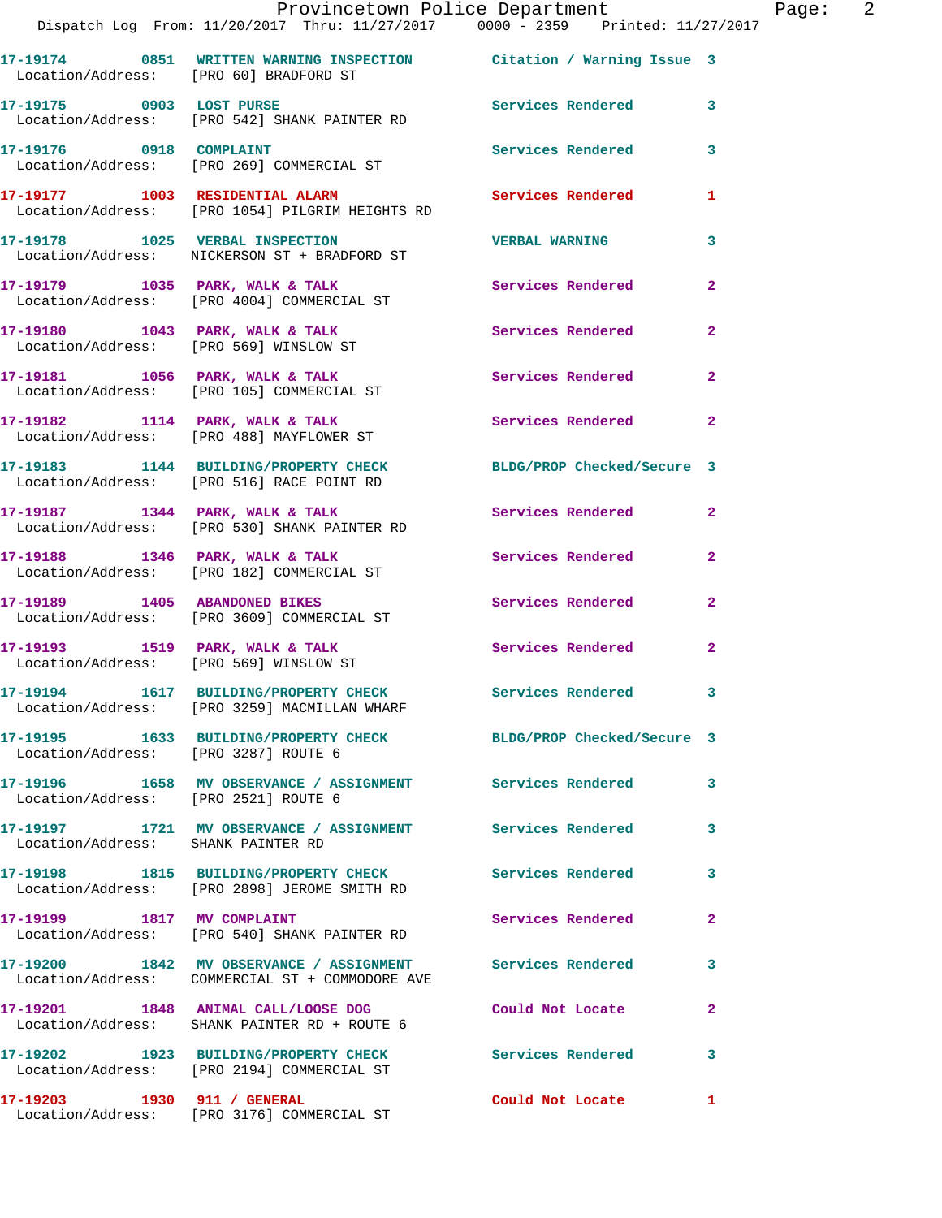| Call Number | Time | Call Reason | Action | Priority |
|---|---|---|---|---|
| 17-19174 | 0851 | WRITTEN WARNING INSPECTION | Citation / Warning Issue | 3 |
| Location/Address: | | [PRO 60] BRADFORD ST | | |
| 17-19175 | 0903 | LOST PURSE | Services Rendered | 3 |
| Location/Address: | | [PRO 542] SHANK PAINTER RD | | |
| 17-19176 | 0918 | COMPLAINT | Services Rendered | 3 |
| Location/Address: | | [PRO 269] COMMERCIAL ST | | |
| 17-19177 | 1003 | RESIDENTIAL ALARM | Services Rendered | 1 |
| Location/Address: | | [PRO 1054] PILGRIM HEIGHTS RD | | |
| 17-19178 | 1025 | VERBAL INSPECTION | VERBAL WARNING | 3 |
| Location/Address: | | NICKERSON ST + BRADFORD ST | | |
| 17-19179 | 1035 | PARK, WALK & TALK | Services Rendered | 2 |
| Location/Address: | | [PRO 4004] COMMERCIAL ST | | |
| 17-19180 | 1043 | PARK, WALK & TALK | Services Rendered | 2 |
| Location/Address: | | [PRO 569] WINSLOW ST | | |
| 17-19181 | 1056 | PARK, WALK & TALK | Services Rendered | 2 |
| Location/Address: | | [PRO 105] COMMERCIAL ST | | |
| 17-19182 | 1114 | PARK, WALK & TALK | Services Rendered | 2 |
| Location/Address: | | [PRO 488] MAYFLOWER ST | | |
| 17-19183 | 1144 | BUILDING/PROPERTY CHECK | BLDG/PROP Checked/Secure | 3 |
| Location/Address: | | [PRO 516] RACE POINT RD | | |
| 17-19187 | 1344 | PARK, WALK & TALK | Services Rendered | 2 |
| Location/Address: | | [PRO 530] SHANK PAINTER RD | | |
| 17-19188 | 1346 | PARK, WALK & TALK | Services Rendered | 2 |
| Location/Address: | | [PRO 182] COMMERCIAL ST | | |
| 17-19189 | 1405 | ABANDONED BIKES | Services Rendered | 2 |
| Location/Address: | | [PRO 3609] COMMERCIAL ST | | |
| 17-19193 | 1519 | PARK, WALK & TALK | Services Rendered | 2 |
| Location/Address: | | [PRO 569] WINSLOW ST | | |
| 17-19194 | 1617 | BUILDING/PROPERTY CHECK | Services Rendered | 3 |
| Location/Address: | | [PRO 3259] MACMILLAN WHARF | | |
| 17-19195 | 1633 | BUILDING/PROPERTY CHECK | BLDG/PROP Checked/Secure | 3 |
| Location/Address: | | [PRO 3287] ROUTE 6 | | |
| 17-19196 | 1658 | MV OBSERVANCE / ASSIGNMENT | Services Rendered | 3 |
| Location/Address: | | [PRO 2521] ROUTE 6 | | |
| 17-19197 | 1721 | MV OBSERVANCE / ASSIGNMENT | Services Rendered | 3 |
| Location/Address: | | SHANK PAINTER RD | | |
| 17-19198 | 1815 | BUILDING/PROPERTY CHECK | Services Rendered | 3 |
| Location/Address: | | [PRO 2898] JEROME SMITH RD | | |
| 17-19199 | 1817 | MV COMPLAINT | Services Rendered | 2 |
| Location/Address: | | [PRO 540] SHANK PAINTER RD | | |
| 17-19200 | 1842 | MV OBSERVANCE / ASSIGNMENT | Services Rendered | 3 |
| Location/Address: | | COMMERCIAL ST + COMMODORE AVE | | |
| 17-19201 | 1848 | ANIMAL CALL/LOOSE DOG | Could Not Locate | 2 |
| Location/Address: | | SHANK PAINTER RD + ROUTE 6 | | |
| 17-19202 | 1923 | BUILDING/PROPERTY CHECK | Services Rendered | 3 |
| Location/Address: | | [PRO 2194] COMMERCIAL ST | | |
| 17-19203 | 1930 | 911 / GENERAL | Could Not Locate | 1 |
| Location/Address: | | [PRO 3176] COMMERCIAL ST | | |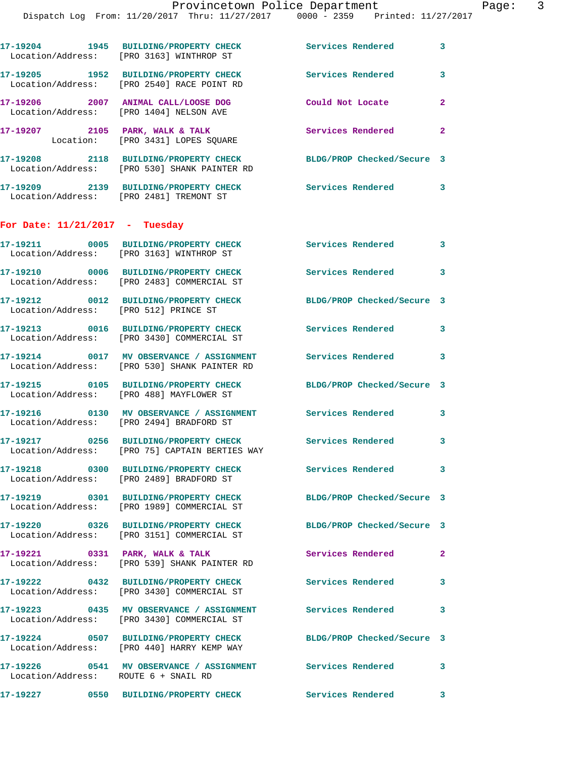17-19204 1945 BUILDING/PROPERTY CHECK Services Rendered 3
Location/Address: [PRO 3163] WINTHROP ST

17-19205 1952 BUILDING/PROPERTY CHECK Services Rendered 3
Location/Address: [PRO 2540] RACE POINT RD

17-19206 2007 ANIMAL CALL/LOOSE DOG Could Not Locate 2
Location/Address: [PRO 1404] NELSON AVE

17-19207 2105 PARK, WALK & TALK Services Rendered 2
Location: [PRO 3431] LOPES SQUARE

17-19208 2118 BUILDING/PROPERTY CHECK BLDG/PROP Checked/Secure 3
Location/Address: [PRO 530] SHANK PAINTER RD

17-19209 2139 BUILDING/PROPERTY CHECK Services Rendered 3
Location/Address: [PRO 2481] TREMONT ST

## For Date: 11/21/2017 - Tuesday

17-19211 0005 BUILDING/PROPERTY CHECK Services Rendered 3
Location/Address: [PRO 3163] WINTHROP ST

17-19210 0006 BUILDING/PROPERTY CHECK Services Rendered 3
Location/Address: [PRO 2483] COMMERCIAL ST

17-19212 0012 BUILDING/PROPERTY CHECK BLDG/PROP Checked/Secure 3
Location/Address: [PRO 512] PRINCE ST

17-19213 0016 BUILDING/PROPERTY CHECK Services Rendered 3
Location/Address: [PRO 3430] COMMERCIAL ST

17-19214 0017 MV OBSERVANCE / ASSIGNMENT Services Rendered 3
Location/Address: [PRO 530] SHANK PAINTER RD

17-19215 0105 BUILDING/PROPERTY CHECK BLDG/PROP Checked/Secure 3
Location/Address: [PRO 488] MAYFLOWER ST

17-19216 0130 MV OBSERVANCE / ASSIGNMENT Services Rendered 3
Location/Address: [PRO 2494] BRADFORD ST

17-19217 0256 BUILDING/PROPERTY CHECK Services Rendered 3
Location/Address: [PRO 75] CAPTAIN BERTIES WAY

17-19218 0300 BUILDING/PROPERTY CHECK Services Rendered 3
Location/Address: [PRO 2489] BRADFORD ST

17-19219 0301 BUILDING/PROPERTY CHECK BLDG/PROP Checked/Secure 3
Location/Address: [PRO 1989] COMMERCIAL ST

17-19220 0326 BUILDING/PROPERTY CHECK BLDG/PROP Checked/Secure 3
Location/Address: [PRO 3151] COMMERCIAL ST

17-19221 0331 PARK, WALK & TALK Services Rendered 2
Location/Address: [PRO 539] SHANK PAINTER RD

17-19222 0432 BUILDING/PROPERTY CHECK Services Rendered 3
Location/Address: [PRO 3430] COMMERCIAL ST

17-19223 0435 MV OBSERVANCE / ASSIGNMENT Services Rendered 3
Location/Address: [PRO 3430] COMMERCIAL ST

17-19224 0507 BUILDING/PROPERTY CHECK BLDG/PROP Checked/Secure 3
Location/Address: [PRO 440] HARRY KEMP WAY

17-19226 0541 MV OBSERVANCE / ASSIGNMENT Services Rendered 3
Location/Address: ROUTE 6 + SNAIL RD

17-19227 0550 BUILDING/PROPERTY CHECK Services Rendered 3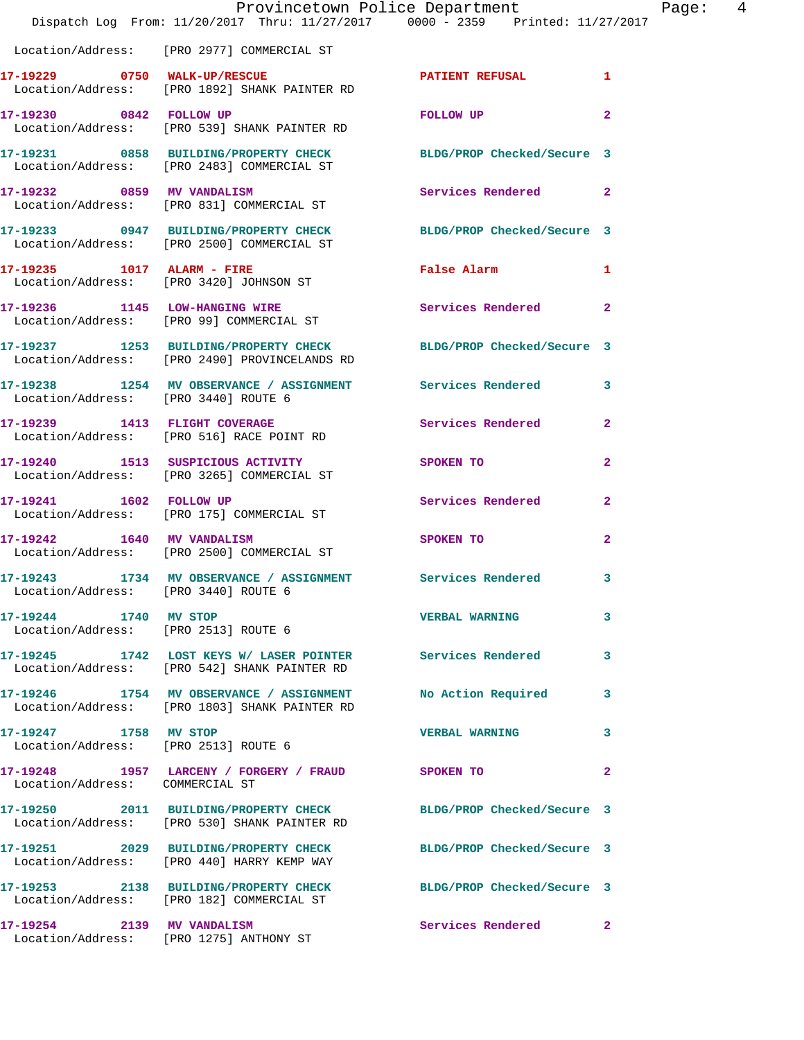Location/Address: [PRO 2977] COMMERCIAL ST

| Call # | Time | Call Reason | Action | Priority |
|---|---|---|---|---|
| 17-19229 | 0750 | WALK-UP/RESCUE | PATIENT REFUSAL | 1 |
| | | Location/Address: [PRO 1892] SHANK PAINTER RD | | |
| 17-19230 | 0842 | FOLLOW UP | FOLLOW UP | 2 |
| | | Location/Address: [PRO 539] SHANK PAINTER RD | | |
| 17-19231 | 0858 | BUILDING/PROPERTY CHECK | BLDG/PROP Checked/Secure | 3 |
| | | Location/Address: [PRO 2483] COMMERCIAL ST | | |
| 17-19232 | 0859 | MV VANDALISM | Services Rendered | 2 |
| | | Location/Address: [PRO 831] COMMERCIAL ST | | |
| 17-19233 | 0947 | BUILDING/PROPERTY CHECK | BLDG/PROP Checked/Secure | 3 |
| | | Location/Address: [PRO 2500] COMMERCIAL ST | | |
| 17-19235 | 1017 | ALARM - FIRE | False Alarm | 1 |
| | | Location/Address: [PRO 3420] JOHNSON ST | | |
| 17-19236 | 1145 | LOW-HANGING WIRE | Services Rendered | 2 |
| | | Location/Address: [PRO 99] COMMERCIAL ST | | |
| 17-19237 | 1253 | BUILDING/PROPERTY CHECK | BLDG/PROP Checked/Secure | 3 |
| | | Location/Address: [PRO 2490] PROVINCELANDS RD | | |
| 17-19238 | 1254 | MV OBSERVANCE / ASSIGNMENT | Services Rendered | 3 |
| | | Location/Address: [PRO 3440] ROUTE 6 | | |
| 17-19239 | 1413 | FLIGHT COVERAGE | Services Rendered | 2 |
| | | Location/Address: [PRO 516] RACE POINT RD | | |
| 17-19240 | 1513 | SUSPICIOUS ACTIVITY | SPOKEN TO | 2 |
| | | Location/Address: [PRO 3265] COMMERCIAL ST | | |
| 17-19241 | 1602 | FOLLOW UP | Services Rendered | 2 |
| | | Location/Address: [PRO 175] COMMERCIAL ST | | |
| 17-19242 | 1640 | MV VANDALISM | SPOKEN TO | 2 |
| | | Location/Address: [PRO 2500] COMMERCIAL ST | | |
| 17-19243 | 1734 | MV OBSERVANCE / ASSIGNMENT | Services Rendered | 3 |
| | | Location/Address: [PRO 3440] ROUTE 6 | | |
| 17-19244 | 1740 | MV STOP | VERBAL WARNING | 3 |
| | | Location/Address: [PRO 2513] ROUTE 6 | | |
| 17-19245 | 1742 | LOST KEYS W/ LASER POINTER | Services Rendered | 3 |
| | | Location/Address: [PRO 542] SHANK PAINTER RD | | |
| 17-19246 | 1754 | MV OBSERVANCE / ASSIGNMENT | No Action Required | 3 |
| | | Location/Address: [PRO 1803] SHANK PAINTER RD | | |
| 17-19247 | 1758 | MV STOP | VERBAL WARNING | 3 |
| | | Location/Address: [PRO 2513] ROUTE 6 | | |
| 17-19248 | 1957 | LARCENY / FORGERY / FRAUD | SPOKEN TO | 2 |
| | | Location/Address: COMMERCIAL ST | | |
| 17-19250 | 2011 | BUILDING/PROPERTY CHECK | BLDG/PROP Checked/Secure | 3 |
| | | Location/Address: [PRO 530] SHANK PAINTER RD | | |
| 17-19251 | 2029 | BUILDING/PROPERTY CHECK | BLDG/PROP Checked/Secure | 3 |
| | | Location/Address: [PRO 440] HARRY KEMP WAY | | |
| 17-19253 | 2138 | BUILDING/PROPERTY CHECK | BLDG/PROP Checked/Secure | 3 |
| | | Location/Address: [PRO 182] COMMERCIAL ST | | |
| 17-19254 | 2139 | MV VANDALISM | Services Rendered | 2 |
| | | Location/Address: [PRO 1275] ANTHONY ST | | |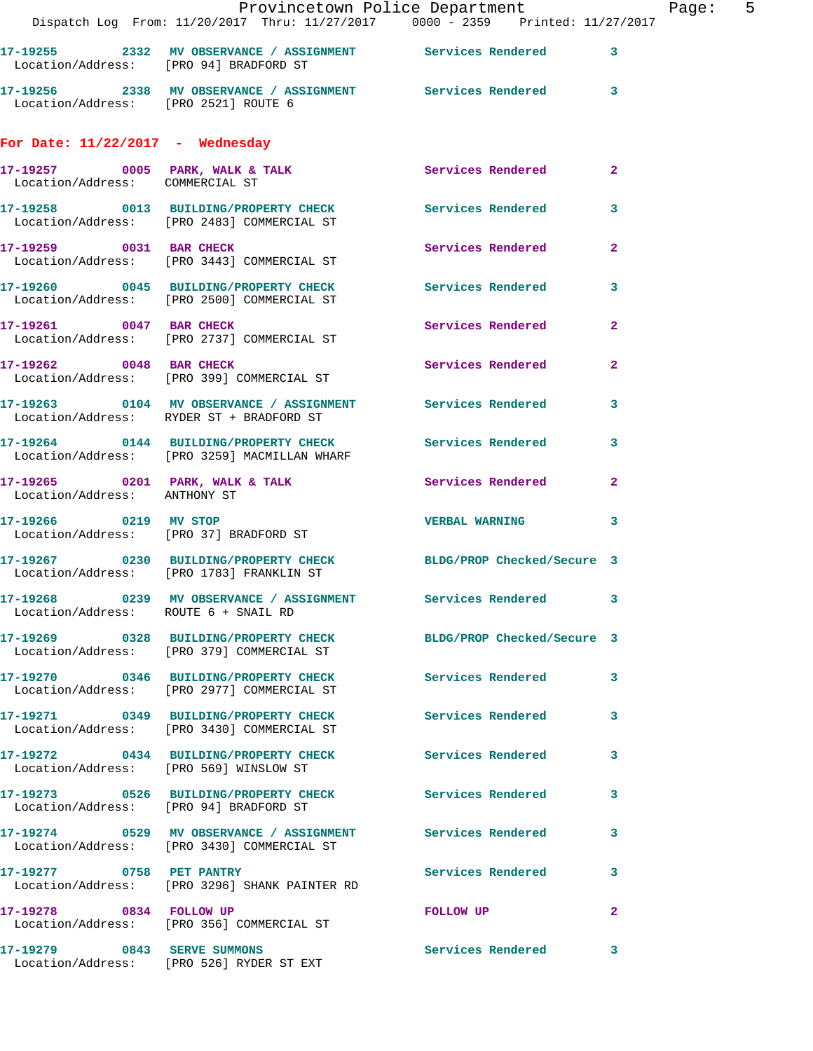17-19255 2332 MV OBSERVATION / ASSIGNMENT Services Rendered 3
Location/Address: [PRO 94] BRADFORD ST

17-19256 2338 MV OBSERVATION / ASSIGNMENT Services Rendered 3
Location/Address: [PRO 2521] ROUTE 6

**For Date: 11/22/2017 - Wednesday**

17-19257 0005 PARK, WALK & TALK Services Rendered 2
Location/Address: COMMERCIAL ST

17-19258 0013 BUILDING/PROPERTY CHECK Services Rendered 3
Location/Address: [PRO 2483] COMMERCIAL ST

17-19259 0031 BAR CHECK Services Rendered 2
Location/Address: [PRO 3443] COMMERCIAL ST

17-19260 0045 BUILDING/PROPERTY CHECK Services Rendered 3
Location/Address: [PRO 2500] COMMERCIAL ST

17-19261 0047 BAR CHECK Services Rendered 2
Location/Address: [PRO 2737] COMMERCIAL ST

17-19262 0048 BAR CHECK Services Rendered 2
Location/Address: [PRO 399] COMMERCIAL ST

17-19263 0104 MV OBSERVATION / ASSIGNMENT Services Rendered 3
Location/Address: RYDER ST + BRADFORD ST

17-19264 0144 BUILDING/PROPERTY CHECK Services Rendered 3
Location/Address: [PRO 3259] MACMILLAN WHARF

17-19265 0201 PARK, WALK & TALK Services Rendered 2
Location/Address: ANTHONY ST

17-19266 0219 MV STOP VERBAL WARNING 3
Location/Address: [PRO 37] BRADFORD ST

17-19267 0230 BUILDING/PROPERTY CHECK BLDG/PROP Checked/Secure 3
Location/Address: [PRO 1783] FRANKLIN ST

17-19268 0239 MV OBSERVATION / ASSIGNMENT Services Rendered 3
Location/Address: ROUTE 6 + SNAIL RD

17-19269 0328 BUILDING/PROPERTY CHECK BLDG/PROP Checked/Secure 3
Location/Address: [PRO 379] COMMERCIAL ST

17-19270 0346 BUILDING/PROPERTY CHECK Services Rendered 3
Location/Address: [PRO 2977] COMMERCIAL ST

17-19271 0349 BUILDING/PROPERTY CHECK Services Rendered 3
Location/Address: [PRO 3430] COMMERCIAL ST

17-19272 0434 BUILDING/PROPERTY CHECK Services Rendered 3
Location/Address: [PRO 569] WINSLOW ST

17-19273 0526 BUILDING/PROPERTY CHECK Services Rendered 3
Location/Address: [PRO 94] BRADFORD ST

17-19274 0529 MV OBSERVATION / ASSIGNMENT Services Rendered 3
Location/Address: [PRO 3430] COMMERCIAL ST

17-19277 0758 PET PANTRY Services Rendered 3
Location/Address: [PRO 3296] SHANK PAINTER RD

17-19278 0834 FOLLOW UP FOLLOW UP 2
Location/Address: [PRO 356] COMMERCIAL ST

17-19279 0843 SERVE SUMMONS Services Rendered 3
Location/Address: [PRO 526] RYDER ST EXT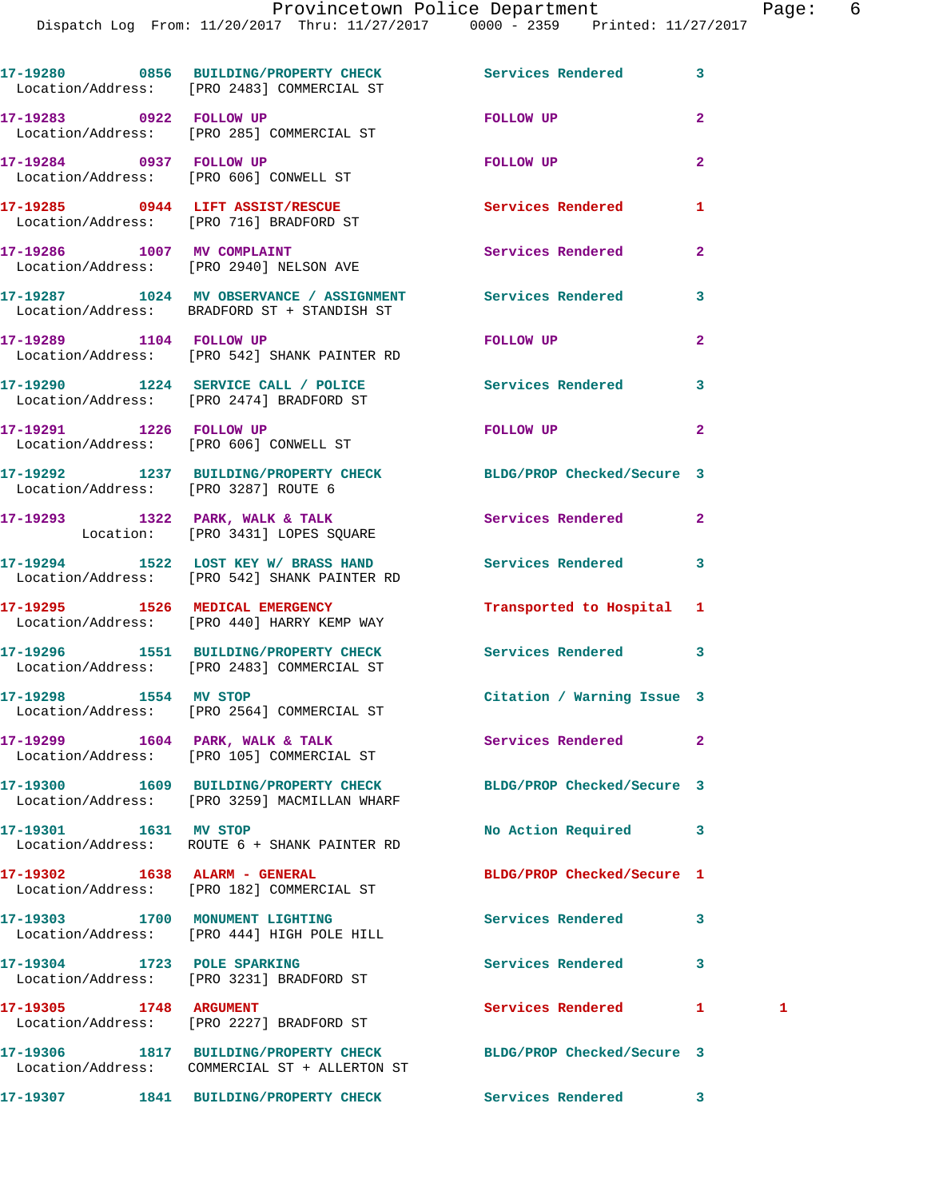17-19280 0856 BUILDING/PROPERTY CHECK Services Rendered 3
Location/Address: [PRO 2483] COMMERCIAL ST

17-19283 0922 FOLLOW UP FOLLOW UP 2
Location/Address: [PRO 285] COMMERCIAL ST

17-19284 0937 FOLLOW UP FOLLOW UP 2
Location/Address: [PRO 606] CONWELL ST

17-19285 0944 LIFT ASSIST/RESCUE Services Rendered 1
Location/Address: [PRO 716] BRADFORD ST

17-19286 1007 MV COMPLAINT Services Rendered 2
Location/Address: [PRO 2940] NELSON AVE

17-19287 1024 MV OBSERVANCE / ASSIGNMENT Services Rendered 3
Location/Address: BRADFORD ST + STANDISH ST

17-19289 1104 FOLLOW UP FOLLOW UP 2
Location/Address: [PRO 542] SHANK PAINTER RD

17-19290 1224 SERVICE CALL / POLICE Services Rendered 3
Location/Address: [PRO 2474] BRADFORD ST

17-19291 1226 FOLLOW UP FOLLOW UP 2
Location/Address: [PRO 606] CONWELL ST

17-19292 1237 BUILDING/PROPERTY CHECK BLDG/PROP Checked/Secure 3
Location/Address: [PRO 3287] ROUTE 6

17-19293 1322 PARK, WALK & TALK Services Rendered 2
Location: [PRO 3431] LOPES SQUARE

17-19294 1522 LOST KEY W/ BRASS HAND Services Rendered 3
Location/Address: [PRO 542] SHANK PAINTER RD

17-19295 1526 MEDICAL EMERGENCY Transported to Hospital 1
Location/Address: [PRO 440] HARRY KEMP WAY

17-19296 1551 BUILDING/PROPERTY CHECK Services Rendered 3
Location/Address: [PRO 2483] COMMERCIAL ST

17-19298 1554 MV STOP Citation / Warning Issue 3
Location/Address: [PRO 2564] COMMERCIAL ST

17-19299 1604 PARK, WALK & TALK Services Rendered 2
Location/Address: [PRO 105] COMMERCIAL ST

17-19300 1609 BUILDING/PROPERTY CHECK BLDG/PROP Checked/Secure 3
Location/Address: [PRO 3259] MACMILLAN WHARF

17-19301 1631 MV STOP No Action Required 3
Location/Address: ROUTE 6 + SHANK PAINTER RD

17-19302 1638 ALARM - GENERAL BLDG/PROP Checked/Secure 1
Location/Address: [PRO 182] COMMERCIAL ST

17-19303 1700 MONUMENT LIGHTING Services Rendered 3
Location/Address: [PRO 444] HIGH POLE HILL

17-19304 1723 POLE SPARKING Services Rendered 3
Location/Address: [PRO 3231] BRADFORD ST

17-19305 1748 ARGUMENT Services Rendered 1 1
Location/Address: [PRO 2227] BRADFORD ST

17-19306 1817 BUILDING/PROPERTY CHECK BLDG/PROP Checked/Secure 3
Location/Address: COMMERCIAL ST + ALLERTON ST

17-19307 1841 BUILDING/PROPERTY CHECK Services Rendered 3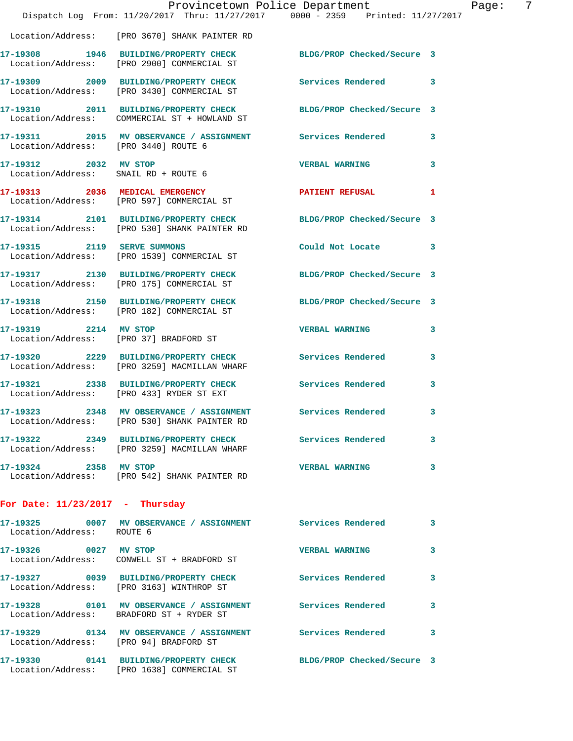Location/Address: [PRO 3670] SHANK PAINTER RD

| Call No. | Time | Call Reason | Action | Priority |
|---|---|---|---|---|
| 17-19308 | 1946 | BUILDING/PROPERTY CHECK | BLDG/PROP Checked/Secure | 3 |
| Location/Address: [PRO 2900] COMMERCIAL ST | | | | |
| 17-19309 | 2009 | BUILDING/PROPERTY CHECK | Services Rendered | 3 |
| Location/Address: [PRO 3430] COMMERCIAL ST | | | | |
| 17-19310 | 2011 | BUILDING/PROPERTY CHECK | BLDG/PROP Checked/Secure | 3 |
| Location/Address: COMMERCIAL ST + HOWLAND ST | | | | |
| 17-19311 | 2015 | MV OBSERVANCE / ASSIGNMENT | Services Rendered | 3 |
| Location/Address: [PRO 3440] ROUTE 6 | | | | |
| 17-19312 | 2032 | MV STOP | VERBAL WARNING | 3 |
| Location/Address: SNAIL RD + ROUTE 6 | | | | |
| 17-19313 | 2036 | MEDICAL EMERGENCY | PATIENT REFUSAL | 1 |
| Location/Address: [PRO 597] COMMERCIAL ST | | | | |
| 17-19314 | 2101 | BUILDING/PROPERTY CHECK | BLDG/PROP Checked/Secure | 3 |
| Location/Address: [PRO 530] SHANK PAINTER RD | | | | |
| 17-19315 | 2119 | SERVE SUMMONS | Could Not Locate | 3 |
| Location/Address: [PRO 1539] COMMERCIAL ST | | | | |
| 17-19317 | 2130 | BUILDING/PROPERTY CHECK | BLDG/PROP Checked/Secure | 3 |
| Location/Address: [PRO 175] COMMERCIAL ST | | | | |
| 17-19318 | 2150 | BUILDING/PROPERTY CHECK | BLDG/PROP Checked/Secure | 3 |
| Location/Address: [PRO 182] COMMERCIAL ST | | | | |
| 17-19319 | 2214 | MV STOP | VERBAL WARNING | 3 |
| Location/Address: [PRO 37] BRADFORD ST | | | | |
| 17-19320 | 2229 | BUILDING/PROPERTY CHECK | Services Rendered | 3 |
| Location/Address: [PRO 3259] MACMILLAN WHARF | | | | |
| 17-19321 | 2338 | BUILDING/PROPERTY CHECK | Services Rendered | 3 |
| Location/Address: [PRO 433] RYDER ST EXT | | | | |
| 17-19323 | 2348 | MV OBSERVANCE / ASSIGNMENT | Services Rendered | 3 |
| Location/Address: [PRO 530] SHANK PAINTER RD | | | | |
| 17-19322 | 2349 | BUILDING/PROPERTY CHECK | Services Rendered | 3 |
| Location/Address: [PRO 3259] MACMILLAN WHARF | | | | |
| 17-19324 | 2358 | MV STOP | VERBAL WARNING | 3 |
| Location/Address: [PRO 542] SHANK PAINTER RD | | | | |

## For Date: 11/23/2017 - Thursday

| Call No. | Time | Call Reason | Action | Priority |
|---|---|---|---|---|
| 17-19325 | 0007 | MV OBSERVANCE / ASSIGNMENT | Services Rendered | 3 |
| Location/Address: ROUTE 6 | | | | |
| 17-19326 | 0027 | MV STOP | VERBAL WARNING | 3 |
| Location/Address: CONWELL ST + BRADFORD ST | | | | |
| 17-19327 | 0039 | BUILDING/PROPERTY CHECK | Services Rendered | 3 |
| Location/Address: [PRO 3163] WINTHROP ST | | | | |
| 17-19328 | 0101 | MV OBSERVANCE / ASSIGNMENT | Services Rendered | 3 |
| Location/Address: BRADFORD ST + RYDER ST | | | | |
| 17-19329 | 0134 | MV OBSERVANCE / ASSIGNMENT | Services Rendered | 3 |
| Location/Address: [PRO 94] BRADFORD ST | | | | |
| 17-19330 | 0141 | BUILDING/PROPERTY CHECK | BLDG/PROP Checked/Secure | 3 |
| Location/Address: [PRO 1638] COMMERCIAL ST | | | | |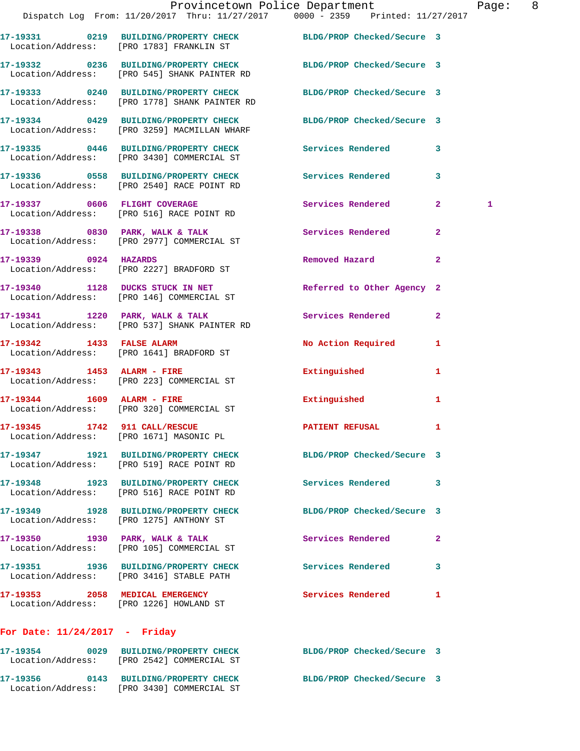17-19331 0219 BUILDING/PROPERTY CHECK BLDG/PROP Checked/Secure 3
Location/Address: [PRO 1783] FRANKLIN ST

17-19332 0236 BUILDING/PROPERTY CHECK BLDG/PROP Checked/Secure 3
Location/Address: [PRO 545] SHANK PAINTER RD

17-19333 0240 BUILDING/PROPERTY CHECK BLDG/PROP Checked/Secure 3
Location/Address: [PRO 1778] SHANK PAINTER RD

17-19334 0429 BUILDING/PROPERTY CHECK BLDG/PROP Checked/Secure 3
Location/Address: [PRO 3259] MACMILLAN WHARF

17-19335 0446 BUILDING/PROPERTY CHECK Services Rendered 3
Location/Address: [PRO 3430] COMMERCIAL ST

17-19336 0558 BUILDING/PROPERTY CHECK Services Rendered 3
Location/Address: [PRO 2540] RACE POINT RD

17-19337 0606 FLIGHT COVERAGE Services Rendered 2 1
Location/Address: [PRO 516] RACE POINT RD

17-19338 0830 PARK, WALK & TALK Services Rendered 2
Location/Address: [PRO 2977] COMMERCIAL ST

17-19339 0924 HAZARDS Removed Hazard 2
Location/Address: [PRO 2227] BRADFORD ST

17-19340 1128 DUCKS STUCK IN NET Referred to Other Agency 2
Location/Address: [PRO 146] COMMERCIAL ST

17-19341 1220 PARK, WALK & TALK Services Rendered 2
Location/Address: [PRO 537] SHANK PAINTER RD

17-19342 1433 FALSE ALARM No Action Required 1
Location/Address: [PRO 1641] BRADFORD ST

17-19343 1453 ALARM - FIRE Extinguished 1
Location/Address: [PRO 223] COMMERCIAL ST

17-19344 1609 ALARM - FIRE Extinguished 1
Location/Address: [PRO 320] COMMERCIAL ST

17-19345 1742 911 CALL/RESCUE PATIENT REFUSAL 1
Location/Address: [PRO 1671] MASONIC PL

17-19347 1921 BUILDING/PROPERTY CHECK BLDG/PROP Checked/Secure 3
Location/Address: [PRO 519] RACE POINT RD

17-19348 1923 BUILDING/PROPERTY CHECK Services Rendered 3
Location/Address: [PRO 516] RACE POINT RD

17-19349 1928 BUILDING/PROPERTY CHECK BLDG/PROP Checked/Secure 3
Location/Address: [PRO 1275] ANTHONY ST

17-19350 1930 PARK, WALK & TALK Services Rendered 2
Location/Address: [PRO 105] COMMERCIAL ST

17-19351 1936 BUILDING/PROPERTY CHECK Services Rendered 3
Location/Address: [PRO 3416] STABLE PATH

17-19353 2058 MEDICAL EMERGENCY Services Rendered 1
Location/Address: [PRO 1226] HOWLAND ST

**For Date: 11/24/2017 - Friday**

17-19354 0029 BUILDING/PROPERTY CHECK BLDG/PROP Checked/Secure 3
Location/Address: [PRO 2542] COMMERCIAL ST

17-19356 0143 BUILDING/PROPERTY CHECK BLDG/PROP Checked/Secure 3
Location/Address: [PRO 3430] COMMERCIAL ST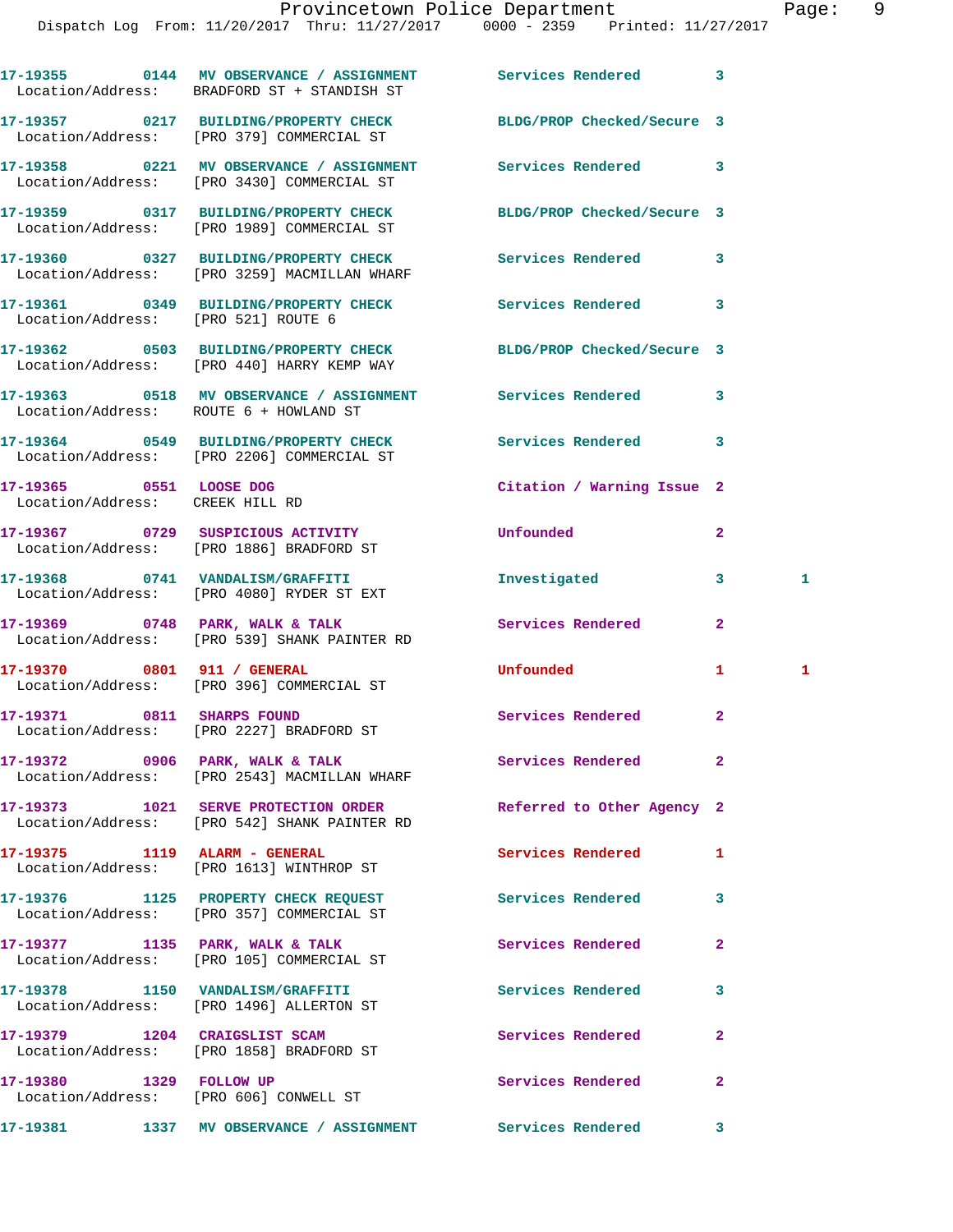17-19355 0144 MV OBSERVANCE / ASSIGNMENT Services Rendered 3
Location/Address: BRADFORD ST + STANDISH ST

17-19357 0217 BUILDING/PROPERTY CHECK BLDG/PROP Checked/Secure 3
Location/Address: [PRO 379] COMMERCIAL ST

17-19358 0221 MV OBSERVANCE / ASSIGNMENT Services Rendered 3
Location/Address: [PRO 3430] COMMERCIAL ST

17-19359 0317 BUILDING/PROPERTY CHECK BLDG/PROP Checked/Secure 3
Location/Address: [PRO 1989] COMMERCIAL ST

17-19360 0327 BUILDING/PROPERTY CHECK Services Rendered 3
Location/Address: [PRO 3259] MACMILLAN WHARF

17-19361 0349 BUILDING/PROPERTY CHECK Services Rendered 3
Location/Address: [PRO 521] ROUTE 6

17-19362 0503 BUILDING/PROPERTY CHECK BLDG/PROP Checked/Secure 3
Location/Address: [PRO 440] HARRY KEMP WAY

17-19363 0518 MV OBSERVANCE / ASSIGNMENT Services Rendered 3
Location/Address: ROUTE 6 + HOWLAND ST

17-19364 0549 BUILDING/PROPERTY CHECK Services Rendered 3
Location/Address: [PRO 2206] COMMERCIAL ST

17-19365 0551 LOOSE DOG Citation / Warning Issue 2
Location/Address: CREEK HILL RD

17-19367 0729 SUSPICIOUS ACTIVITY Unfounded 2
Location/Address: [PRO 1886] BRADFORD ST

17-19368 0741 VANDALISM/GRAFFITI Investigated 3 1
Location/Address: [PRO 4080] RYDER ST EXT

17-19369 0748 PARK, WALK & TALK Services Rendered 2
Location/Address: [PRO 539] SHANK PAINTER RD

17-19370 0801 911 / GENERAL Unfounded 1 1
Location/Address: [PRO 396] COMMERCIAL ST

17-19371 0811 SHARPS FOUND Services Rendered 2
Location/Address: [PRO 2227] BRADFORD ST

17-19372 0906 PARK, WALK & TALK Services Rendered 2
Location/Address: [PRO 2543] MACMILLAN WHARF

17-19373 1021 SERVE PROTECTION ORDER Referred to Other Agency 2
Location/Address: [PRO 542] SHANK PAINTER RD

17-19375 1119 ALARM - GENERAL Services Rendered 1
Location/Address: [PRO 1613] WINTHROP ST

17-19376 1125 PROPERTY CHECK REQUEST Services Rendered 3
Location/Address: [PRO 357] COMMERCIAL ST

17-19377 1135 PARK, WALK & TALK Services Rendered 2
Location/Address: [PRO 105] COMMERCIAL ST

17-19378 1150 VANDALISM/GRAFFITI Services Rendered 3
Location/Address: [PRO 1496] ALLERTON ST

17-19379 1204 CRAIGSLIST SCAM Services Rendered 2
Location/Address: [PRO 1858] BRADFORD ST

17-19380 1329 FOLLOW UP Services Rendered 2
Location/Address: [PRO 606] CONWELL ST

17-19381 1337 MV OBSERVANCE / ASSIGNMENT Services Rendered 3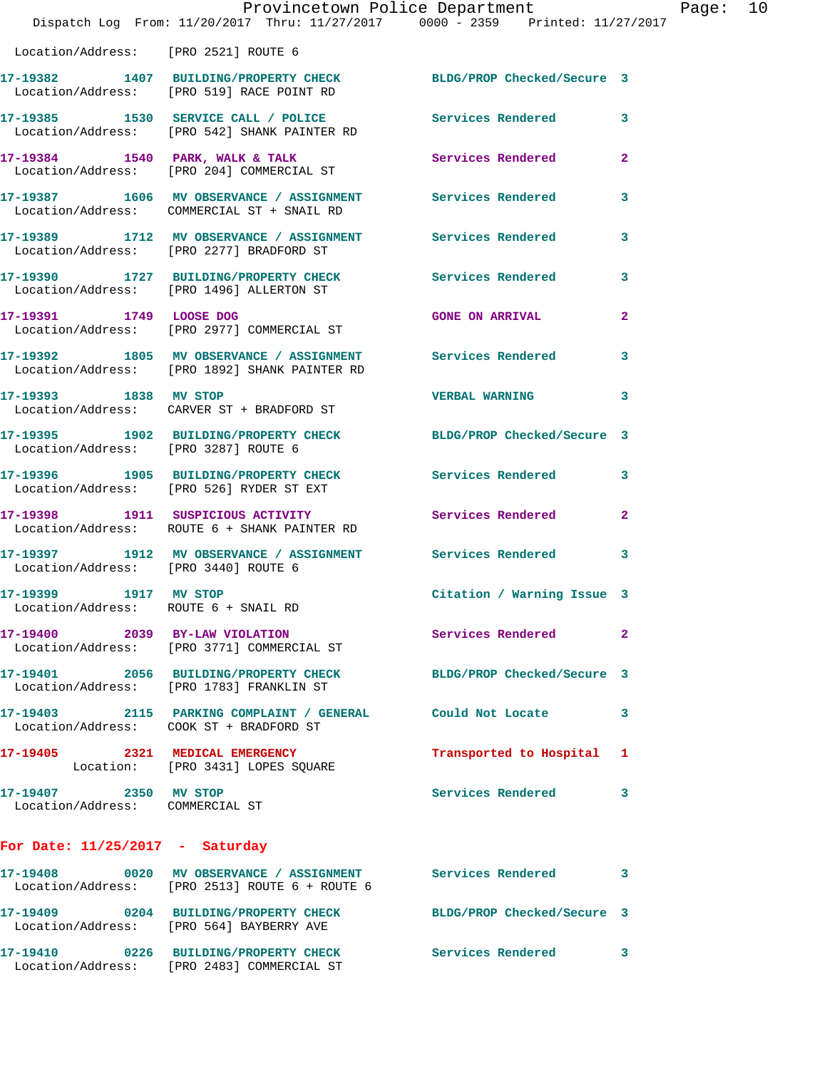Location/Address: [PRO 2521] ROUTE 6

| Call # | Time | Call Reason | Action | Priority |
|---|---|---|---|---|
| 17-19382 | 1407 | BUILDING/PROPERTY CHECK | BLDG/PROP Checked/Secure | 3 |
| Location/Address: [PRO 519] RACE POINT RD | | | | |
| 17-19385 | 1530 | SERVICE CALL / POLICE | Services Rendered | 3 |
| Location/Address: [PRO 542] SHANK PAINTER RD | | | | |
| 17-19384 | 1540 | PARK, WALK & TALK | Services Rendered | 2 |
| Location/Address: [PRO 204] COMMERCIAL ST | | | | |
| 17-19387 | 1606 | MV OBSERVANCE / ASSIGNMENT | Services Rendered | 3 |
| Location/Address: COMMERCIAL ST + SNAIL RD | | | | |
| 17-19389 | 1712 | MV OBSERVANCE / ASSIGNMENT | Services Rendered | 3 |
| Location/Address: [PRO 2277] BRADFORD ST | | | | |
| 17-19390 | 1727 | BUILDING/PROPERTY CHECK | Services Rendered | 3 |
| Location/Address: [PRO 1496] ALLERTON ST | | | | |
| 17-19391 | 1749 | LOOSE DOG | GONE ON ARRIVAL | 2 |
| Location/Address: [PRO 2977] COMMERCIAL ST | | | | |
| 17-19392 | 1805 | MV OBSERVANCE / ASSIGNMENT | Services Rendered | 3 |
| Location/Address: [PRO 1892] SHANK PAINTER RD | | | | |
| 17-19393 | 1838 | MV STOP | VERBAL WARNING | 3 |
| Location/Address: CARVER ST + BRADFORD ST | | | | |
| 17-19395 | 1902 | BUILDING/PROPERTY CHECK | BLDG/PROP Checked/Secure | 3 |
| Location/Address: [PRO 3287] ROUTE 6 | | | | |
| 17-19396 | 1905 | BUILDING/PROPERTY CHECK | Services Rendered | 3 |
| Location/Address: [PRO 526] RYDER ST EXT | | | | |
| 17-19398 | 1911 | SUSPICIOUS ACTIVITY | Services Rendered | 2 |
| Location/Address: ROUTE 6 + SHANK PAINTER RD | | | | |
| 17-19397 | 1912 | MV OBSERVANCE / ASSIGNMENT | Services Rendered | 3 |
| Location/Address: [PRO 3440] ROUTE 6 | | | | |
| 17-19399 | 1917 | MV STOP | Citation / Warning Issue | 3 |
| Location/Address: ROUTE 6 + SNAIL RD | | | | |
| 17-19400 | 2039 | BY-LAW VIOLATION | Services Rendered | 2 |
| Location/Address: [PRO 3771] COMMERCIAL ST | | | | |
| 17-19401 | 2056 | BUILDING/PROPERTY CHECK | BLDG/PROP Checked/Secure | 3 |
| Location/Address: [PRO 1783] FRANKLIN ST | | | | |
| 17-19403 | 2115 | PARKING COMPLAINT / GENERAL | Could Not Locate | 3 |
| Location/Address: COOK ST + BRADFORD ST | | | | |
| 17-19405 | 2321 | MEDICAL EMERGENCY | Transported to Hospital | 1 |
| Location: [PRO 3431] LOPES SQUARE | | | | |
| 17-19407 | 2350 | MV STOP | Services Rendered | 3 |
| Location/Address: COMMERCIAL ST | | | | |

## For Date: 11/25/2017 - Saturday

| Call # | Time | Call Reason | Action | Priority |
|---|---|---|---|---|
| 17-19408 | 0020 | MV OBSERVANCE / ASSIGNMENT | Services Rendered | 3 |
| Location/Address: [PRO 2513] ROUTE 6 + ROUTE 6 | | | | |
| 17-19409 | 0204 | BUILDING/PROPERTY CHECK | BLDG/PROP Checked/Secure | 3 |
| Location/Address: [PRO 564] BAYBERRY AVE | | | | |
| 17-19410 | 0226 | BUILDING/PROPERTY CHECK | Services Rendered | 3 |
| Location/Address: [PRO 2483] COMMERCIAL ST | | | | |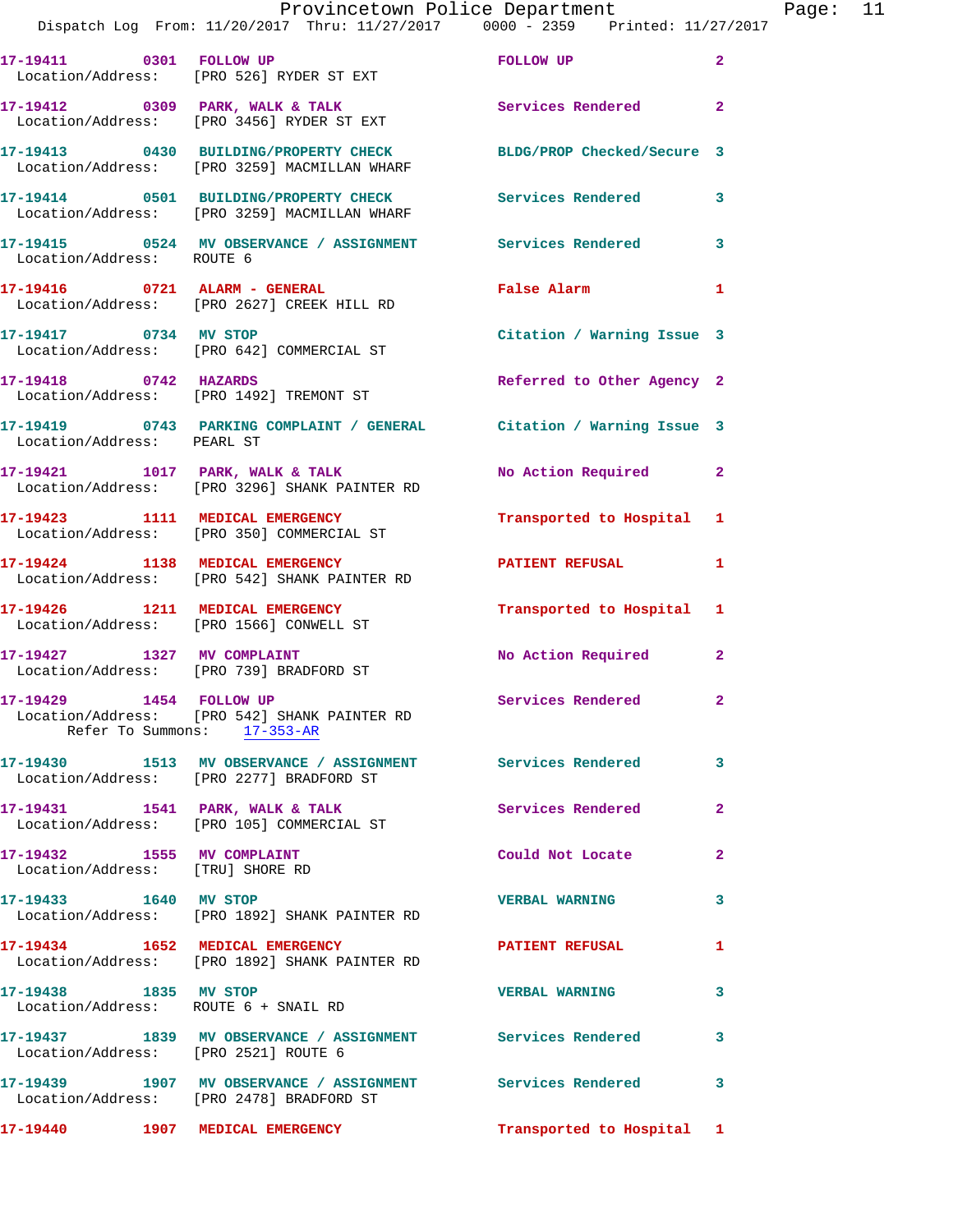| Call # | Time | Call Reason | Action | Priority |
|---|---|---|---|---|
| 17-19411 | 0301 | FOLLOW UP | FOLLOW UP | 2 |
| Location/Address: [PRO 526] RYDER ST EXT | | | | |
| 17-19412 | 0309 | PARK, WALK & TALK | Services Rendered | 2 |
| Location/Address: [PRO 3456] RYDER ST EXT | | | | |
| 17-19413 | 0430 | BUILDING/PROPERTY CHECK | BLDG/PROP Checked/Secure | 3 |
| Location/Address: [PRO 3259] MACMILLAN WHARF | | | | |
| 17-19414 | 0501 | BUILDING/PROPERTY CHECK | Services Rendered | 3 |
| Location/Address: [PRO 3259] MACMILLAN WHARF | | | | |
| 17-19415 | 0524 | MV OBSERVANCE / ASSIGNMENT | Services Rendered | 3 |
| Location/Address: ROUTE 6 | | | | |
| 17-19416 | 0721 | ALARM - GENERAL | False Alarm | 1 |
| Location/Address: [PRO 2627] CREEK HILL RD | | | | |
| 17-19417 | 0734 | MV STOP | Citation / Warning Issue | 3 |
| Location/Address: [PRO 642] COMMERCIAL ST | | | | |
| 17-19418 | 0742 | HAZARDS | Referred to Other Agency | 2 |
| Location/Address: [PRO 1492] TREMONT ST | | | | |
| 17-19419 | 0743 | PARKING COMPLAINT / GENERAL | Citation / Warning Issue | 3 |
| Location/Address: PEARL ST | | | | |
| 17-19421 | 1017 | PARK, WALK & TALK | No Action Required | 2 |
| Location/Address: [PRO 3296] SHANK PAINTER RD | | | | |
| 17-19423 | 1111 | MEDICAL EMERGENCY | Transported to Hospital | 1 |
| Location/Address: [PRO 350] COMMERCIAL ST | | | | |
| 17-19424 | 1138 | MEDICAL EMERGENCY | PATIENT REFUSAL | 1 |
| Location/Address: [PRO 542] SHANK PAINTER RD | | | | |
| 17-19426 | 1211 | MEDICAL EMERGENCY | Transported to Hospital | 1 |
| Location/Address: [PRO 1566] CONWELL ST | | | | |
| 17-19427 | 1327 | MV COMPLAINT | No Action Required | 2 |
| Location/Address: [PRO 739] BRADFORD ST | | | | |
| 17-19429 | 1454 | FOLLOW UP | Services Rendered | 2 |
| Location/Address: [PRO 542] SHANK PAINTER RD | | | | |
| Refer To Summons: 17-353-AR | | | | |
| 17-19430 | 1513 | MV OBSERVANCE / ASSIGNMENT | Services Rendered | 3 |
| Location/Address: [PRO 2277] BRADFORD ST | | | | |
| 17-19431 | 1541 | PARK, WALK & TALK | Services Rendered | 2 |
| Location/Address: [PRO 105] COMMERCIAL ST | | | | |
| 17-19432 | 1555 | MV COMPLAINT | Could Not Locate | 2 |
| Location/Address: [TRU] SHORE RD | | | | |
| 17-19433 | 1640 | MV STOP | VERBAL WARNING | 3 |
| Location/Address: [PRO 1892] SHANK PAINTER RD | | | | |
| 17-19434 | 1652 | MEDICAL EMERGENCY | PATIENT REFUSAL | 1 |
| Location/Address: [PRO 1892] SHANK PAINTER RD | | | | |
| 17-19438 | 1835 | MV STOP | VERBAL WARNING | 3 |
| Location/Address: ROUTE 6 + SNAIL RD | | | | |
| 17-19437 | 1839 | MV OBSERVANCE / ASSIGNMENT | Services Rendered | 3 |
| Location/Address: [PRO 2521] ROUTE 6 | | | | |
| 17-19439 | 1907 | MV OBSERVANCE / ASSIGNMENT | Services Rendered | 3 |
| Location/Address: [PRO 2478] BRADFORD ST | | | | |
| 17-19440 | 1907 | MEDICAL EMERGENCY | Transported to Hospital | 1 |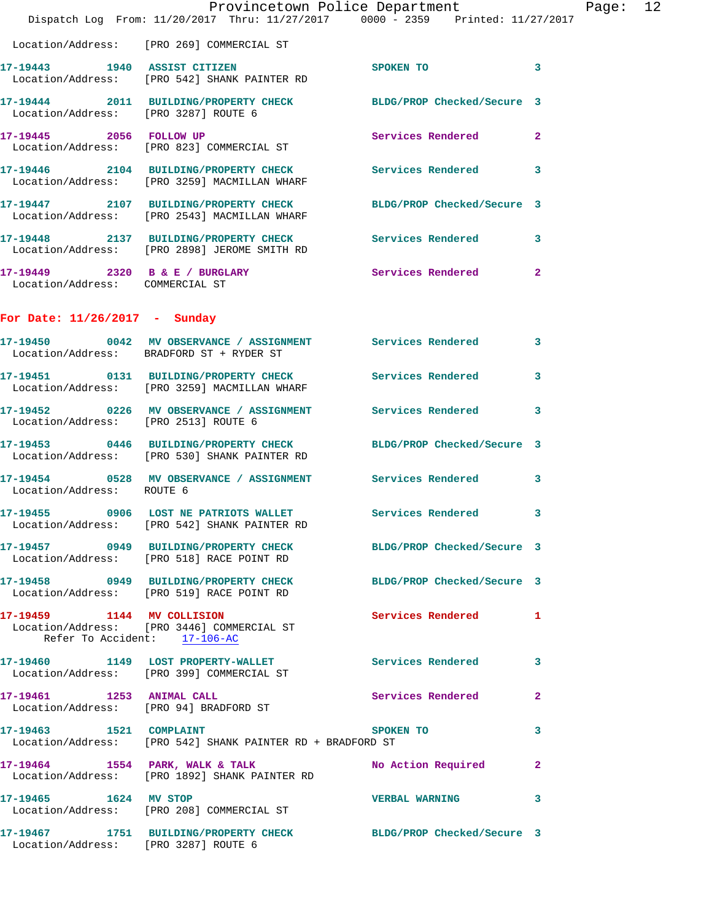Location/Address: [PRO 269] COMMERCIAL ST

**17-19443** 1940 **ASSIST CITIZEN** SPOKEN TO 3
Location/Address: [PRO 542] SHANK PAINTER RD

**17-19444** 2011 **BUILDING/PROPERTY CHECK** BLDG/PROP Checked/Secure 3
Location/Address: [PRO 3287] ROUTE 6

**17-19445** 2056 **FOLLOW UP** Services Rendered 2
Location/Address: [PRO 823] COMMERCIAL ST

**17-19446** 2104 **BUILDING/PROPERTY CHECK** Services Rendered 3
Location/Address: [PRO 3259] MACMILLAN WHARF

**17-19447** 2107 **BUILDING/PROPERTY CHECK** BLDG/PROP Checked/Secure 3
Location/Address: [PRO 2543] MACMILLAN WHARF

**17-19448** 2137 **BUILDING/PROPERTY CHECK** Services Rendered 3
Location/Address: [PRO 2898] JEROME SMITH RD

**17-19449** 2320 **B & E / BURGLARY** Services Rendered 2
Location/Address: COMMERCIAL ST

## For Date: 11/26/2017 - Sunday

**17-19450** 0042 **MV OBSERVANCE / ASSIGNMENT** Services Rendered 3
Location/Address: BRADFORD ST + RYDER ST

**17-19451** 0131 **BUILDING/PROPERTY CHECK** Services Rendered 3
Location/Address: [PRO 3259] MACMILLAN WHARF

**17-19452** 0226 **MV OBSERVANCE / ASSIGNMENT** Services Rendered 3
Location/Address: [PRO 2513] ROUTE 6

**17-19453** 0446 **BUILDING/PROPERTY CHECK** BLDG/PROP Checked/Secure 3
Location/Address: [PRO 530] SHANK PAINTER RD

**17-19454** 0528 **MV OBSERVANCE / ASSIGNMENT** Services Rendered 3
Location/Address: ROUTE 6

**17-19455** 0906 **LOST NE PATRIOTS WALLET** Services Rendered 3
Location/Address: [PRO 542] SHANK PAINTER RD

**17-19457** 0949 **BUILDING/PROPERTY CHECK** BLDG/PROP Checked/Secure 3
Location/Address: [PRO 518] RACE POINT RD

**17-19458** 0949 **BUILDING/PROPERTY CHECK** BLDG/PROP Checked/Secure 3
Location/Address: [PRO 519] RACE POINT RD

**17-19459** 1144 **MV COLLISION** Services Rendered 1
Location/Address: [PRO 3446] COMMERCIAL ST
Refer To Accident: 17-106-AC

**17-19460** 1149 **LOST PROPERTY-WALLET** Services Rendered 3
Location/Address: [PRO 399] COMMERCIAL ST

**17-19461** 1253 **ANIMAL CALL** Services Rendered 2
Location/Address: [PRO 94] BRADFORD ST

**17-19463** 1521 **COMPLAINT** SPOKEN TO 3
Location/Address: [PRO 542] SHANK PAINTER RD + BRADFORD ST

**17-19464** 1554 **PARK, WALK & TALK** No Action Required 2
Location/Address: [PRO 1892] SHANK PAINTER RD

**17-19465** 1624 **MV STOP** VERBAL WARNING 3
Location/Address: [PRO 208] COMMERCIAL ST

**17-19467** 1751 **BUILDING/PROPERTY CHECK** BLDG/PROP Checked/Secure 3
Location/Address: [PRO 3287] ROUTE 6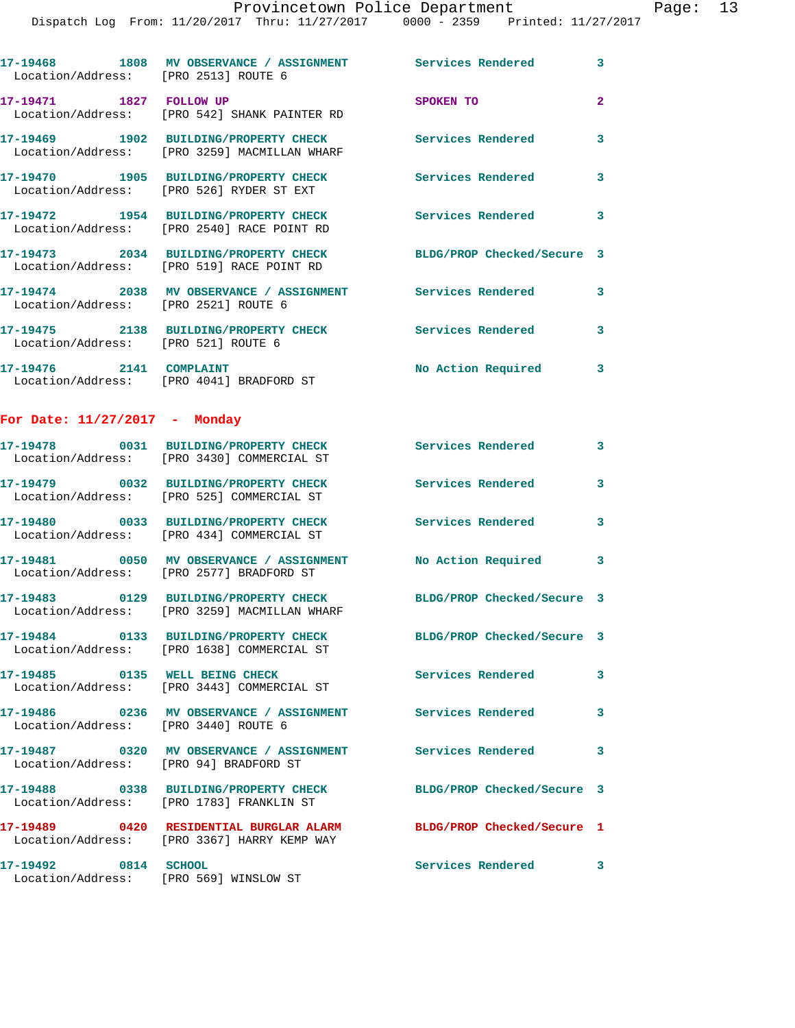| | | | | |
|---|---|---|---|---|
| 17-19468 | 1808 | MV OBSERVANCE / ASSIGNMENT | Services Rendered | 3 |
| Location/Address: | [PRO 2513] ROUTE 6 | | | |
| 17-19471 | 1827 | FOLLOW UP | SPOKEN TO | 2 |
| Location/Address: | [PRO 542] SHANK PAINTER RD | | | |
| 17-19469 | 1902 | BUILDING/PROPERTY CHECK | Services Rendered | 3 |
| Location/Address: | [PRO 3259] MACMILLAN WHARF | | | |
| 17-19470 | 1905 | BUILDING/PROPERTY CHECK | Services Rendered | 3 |
| Location/Address: | [PRO 526] RYDER ST EXT | | | |
| 17-19472 | 1954 | BUILDING/PROPERTY CHECK | Services Rendered | 3 |
| Location/Address: | [PRO 2540] RACE POINT RD | | | |
| 17-19473 | 2034 | BUILDING/PROPERTY CHECK | BLDG/PROP Checked/Secure | 3 |
| Location/Address: | [PRO 519] RACE POINT RD | | | |
| 17-19474 | 2038 | MV OBSERVANCE / ASSIGNMENT | Services Rendered | 3 |
| Location/Address: | [PRO 2521] ROUTE 6 | | | |
| 17-19475 | 2138 | BUILDING/PROPERTY CHECK | Services Rendered | 3 |
| Location/Address: | [PRO 521] ROUTE 6 | | | |
| 17-19476 | 2141 | COMPLAINT | No Action Required | 3 |
| Location/Address: | [PRO 4041] BRADFORD ST | | | |

## For Date: 11/27/2017 - Monday

| | | | | |
|---|---|---|---|---|
| 17-19478 | 0031 | BUILDING/PROPERTY CHECK | Services Rendered | 3 |
| Location/Address: | [PRO 3430] COMMERCIAL ST | | | |
| 17-19479 | 0032 | BUILDING/PROPERTY CHECK | Services Rendered | 3 |
| Location/Address: | [PRO 525] COMMERCIAL ST | | | |
| 17-19480 | 0033 | BUILDING/PROPERTY CHECK | Services Rendered | 3 |
| Location/Address: | [PRO 434] COMMERCIAL ST | | | |
| 17-19481 | 0050 | MV OBSERVANCE / ASSIGNMENT | No Action Required | 3 |
| Location/Address: | [PRO 2577] BRADFORD ST | | | |
| 17-19483 | 0129 | BUILDING/PROPERTY CHECK | BLDG/PROP Checked/Secure | 3 |
| Location/Address: | [PRO 3259] MACMILLAN WHARF | | | |
| 17-19484 | 0133 | BUILDING/PROPERTY CHECK | BLDG/PROP Checked/Secure | 3 |
| Location/Address: | [PRO 1638] COMMERCIAL ST | | | |
| 17-19485 | 0135 | WELL BEING CHECK | Services Rendered | 3 |
| Location/Address: | [PRO 3443] COMMERCIAL ST | | | |
| 17-19486 | 0236 | MV OBSERVANCE / ASSIGNMENT | Services Rendered | 3 |
| Location/Address: | [PRO 3440] ROUTE 6 | | | |
| 17-19487 | 0320 | MV OBSERVANCE / ASSIGNMENT | Services Rendered | 3 |
| Location/Address: | [PRO 94] BRADFORD ST | | | |
| 17-19488 | 0338 | BUILDING/PROPERTY CHECK | BLDG/PROP Checked/Secure | 3 |
| Location/Address: | [PRO 1783] FRANKLIN ST | | | |
| 17-19489 | 0420 | RESIDENTIAL BURGLAR ALARM | BLDG/PROP Checked/Secure | 1 |
| Location/Address: | [PRO 3367] HARRY KEMP WAY | | | |
| 17-19492 | 0814 | SCHOOL | Services Rendered | 3 |
| Location/Address: | [PRO 569] WINSLOW ST | | | |